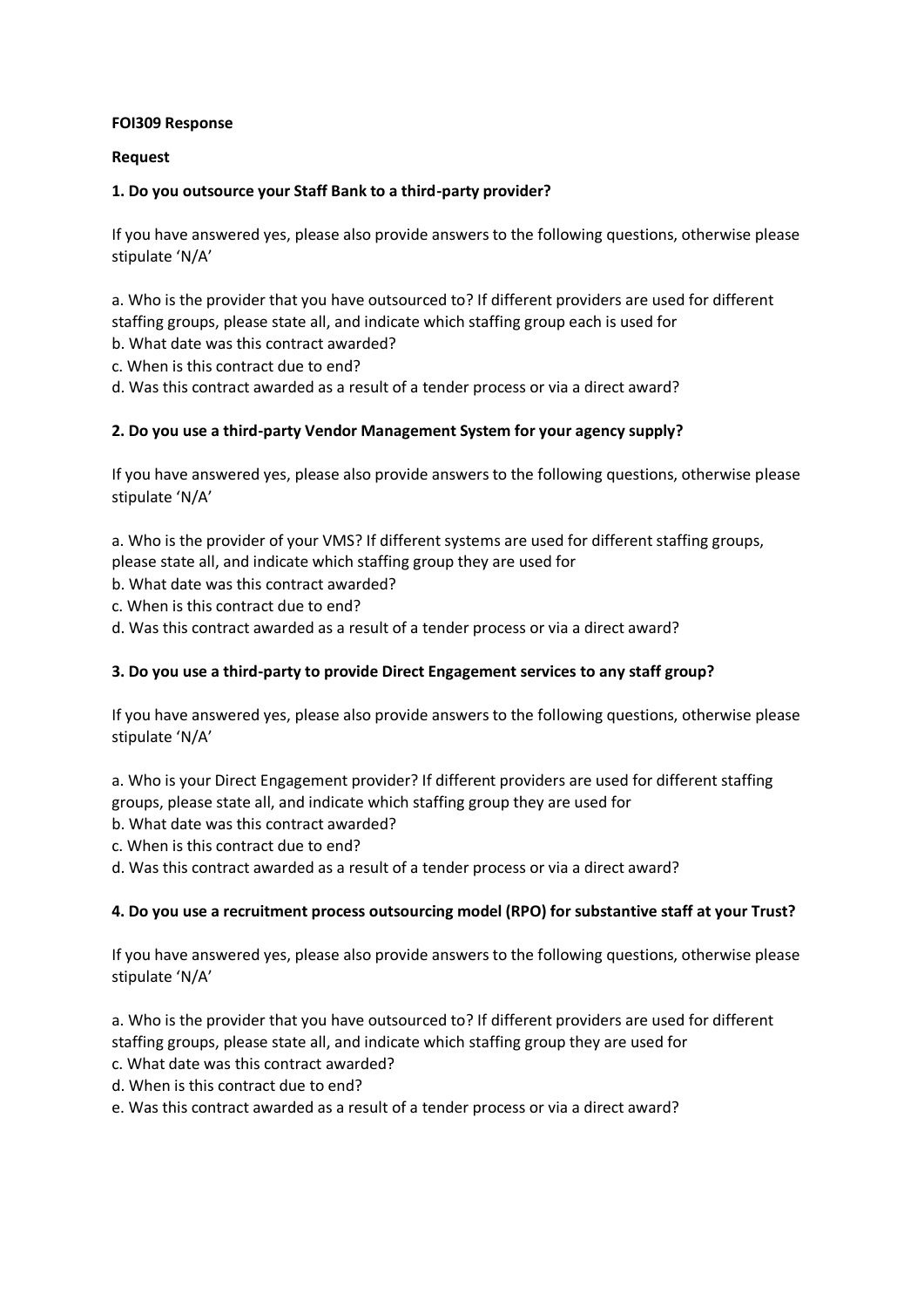**FOI309 Response**

**Request**

**1. Do you outsource your Staff Bank to a third-party provider?**

If you have answered yes, please also provide answers to the following questions, otherwise please stipulate 'N/A'

a. Who is the provider that you have outsourced to? If different providers are used for different staffing groups, please state all, and indicate which staffing group each is used for
b. What date was this contract awarded?
c. When is this contract due to end?
d. Was this contract awarded as a result of a tender process or via a direct award?

**2. Do you use a third-party Vendor Management System for your agency supply?**

If you have answered yes, please also provide answers to the following questions, otherwise please stipulate 'N/A'

a. Who is the provider of your VMS? If different systems are used for different staffing groups, please state all, and indicate which staffing group they are used for
b. What date was this contract awarded?
c. When is this contract due to end?
d. Was this contract awarded as a result of a tender process or via a direct award?

**3. Do you use a third-party to provide Direct Engagement services to any staff group?**

If you have answered yes, please also provide answers to the following questions, otherwise please stipulate 'N/A'

a. Who is your Direct Engagement provider? If different providers are used for different staffing groups, please state all, and indicate which staffing group they are used for
b. What date was this contract awarded?
c. When is this contract due to end?
d. Was this contract awarded as a result of a tender process or via a direct award?

**4. Do you use a recruitment process outsourcing model (RPO) for substantive staff at your Trust?**

If you have answered yes, please also provide answers to the following questions, otherwise please stipulate 'N/A'

a. Who is the provider that you have outsourced to? If different providers are used for different staffing groups, please state all, and indicate which staffing group they are used for
c. What date was this contract awarded?
d. When is this contract due to end?
e. Was this contract awarded as a result of a tender process or via a direct award?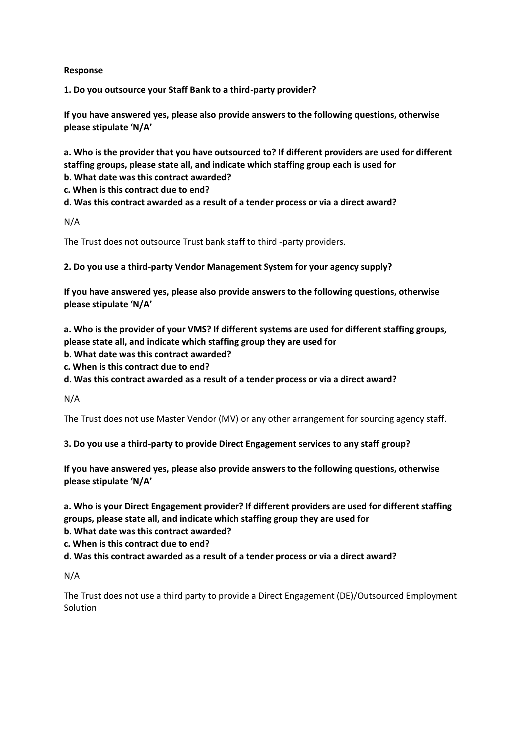**Response**

**1. Do you outsource your Staff Bank to a third-party provider?**

**If you have answered yes, please also provide answers to the following questions, otherwise please stipulate 'N/A'**

**a. Who is the provider that you have outsourced to? If different providers are used for different staffing groups, please state all, and indicate which staffing group each is used for**
**b. What date was this contract awarded?**
**c. When is this contract due to end?**
**d. Was this contract awarded as a result of a tender process or via a direct award?**

N/A

The Trust does not outsource Trust bank staff to third -party providers.

**2. Do you use a third-party Vendor Management System for your agency supply?**

**If you have answered yes, please also provide answers to the following questions, otherwise please stipulate 'N/A'**

**a. Who is the provider of your VMS? If different systems are used for different staffing groups, please state all, and indicate which staffing group they are used for**
**b. What date was this contract awarded?**
**c. When is this contract due to end?**
**d. Was this contract awarded as a result of a tender process or via a direct award?**

N/A

The Trust does not use Master Vendor (MV) or any other arrangement for sourcing agency staff.

**3. Do you use a third-party to provide Direct Engagement services to any staff group?**

**If you have answered yes, please also provide answers to the following questions, otherwise please stipulate 'N/A'**

**a. Who is your Direct Engagement provider? If different providers are used for different staffing groups, please state all, and indicate which staffing group they are used for**
**b. What date was this contract awarded?**
**c. When is this contract due to end?**
**d. Was this contract awarded as a result of a tender process or via a direct award?**

N/A

The Trust does not use a third party to provide a Direct Engagement (DE)/Outsourced Employment Solution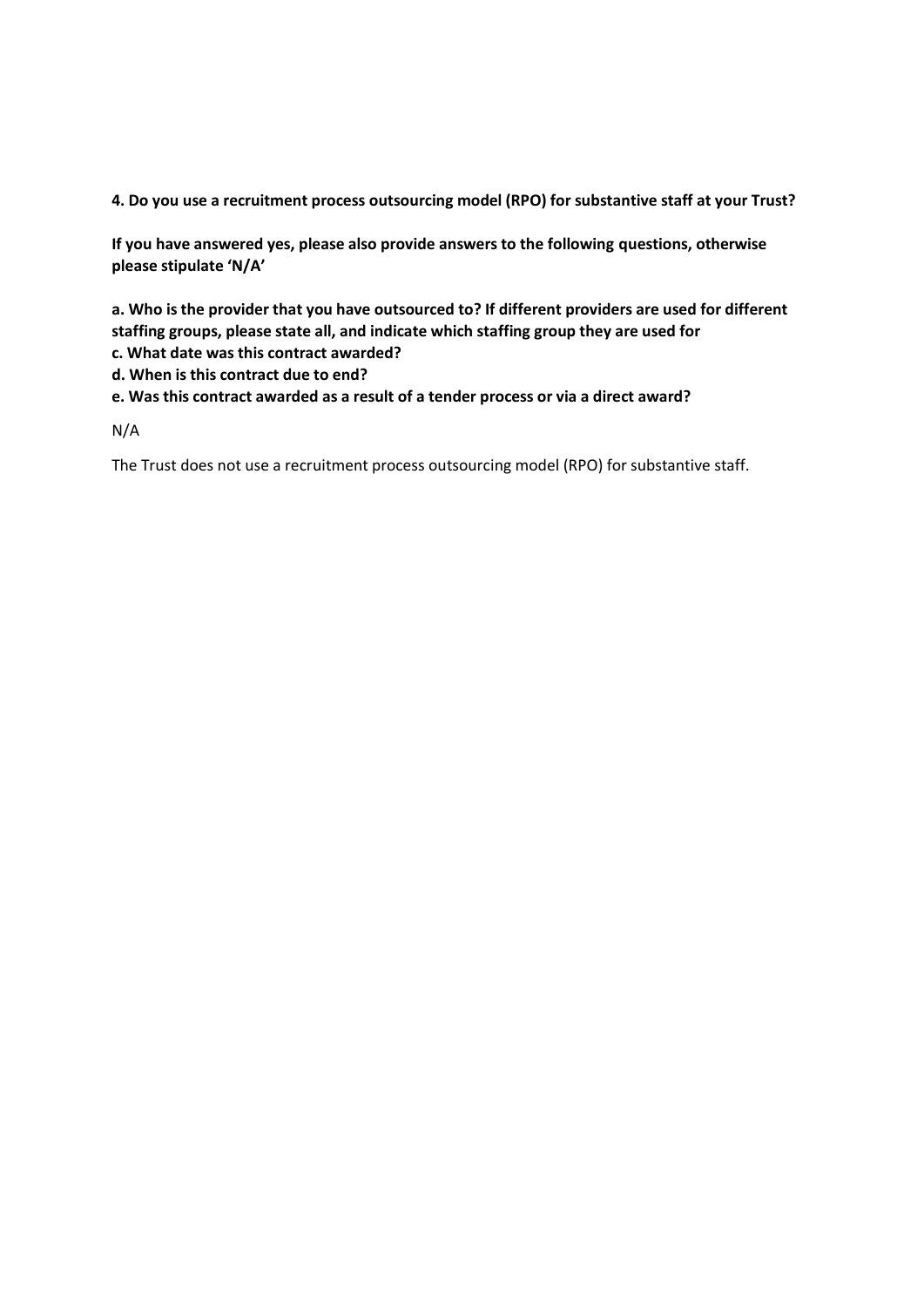**4. Do you use a recruitment process outsourcing model (RPO) for substantive staff at your Trust?**

**If you have answered yes, please also provide answers to the following questions, otherwise please stipulate 'N/A'**

**a. Who is the provider that you have outsourced to? If different providers are used for different staffing groups, please state all, and indicate which staffing group they are used for**
**c. What date was this contract awarded?**
**d. When is this contract due to end?**
**e. Was this contract awarded as a result of a tender process or via a direct award?**

N/A

The Trust does not use a recruitment process outsourcing model (RPO) for substantive staff.